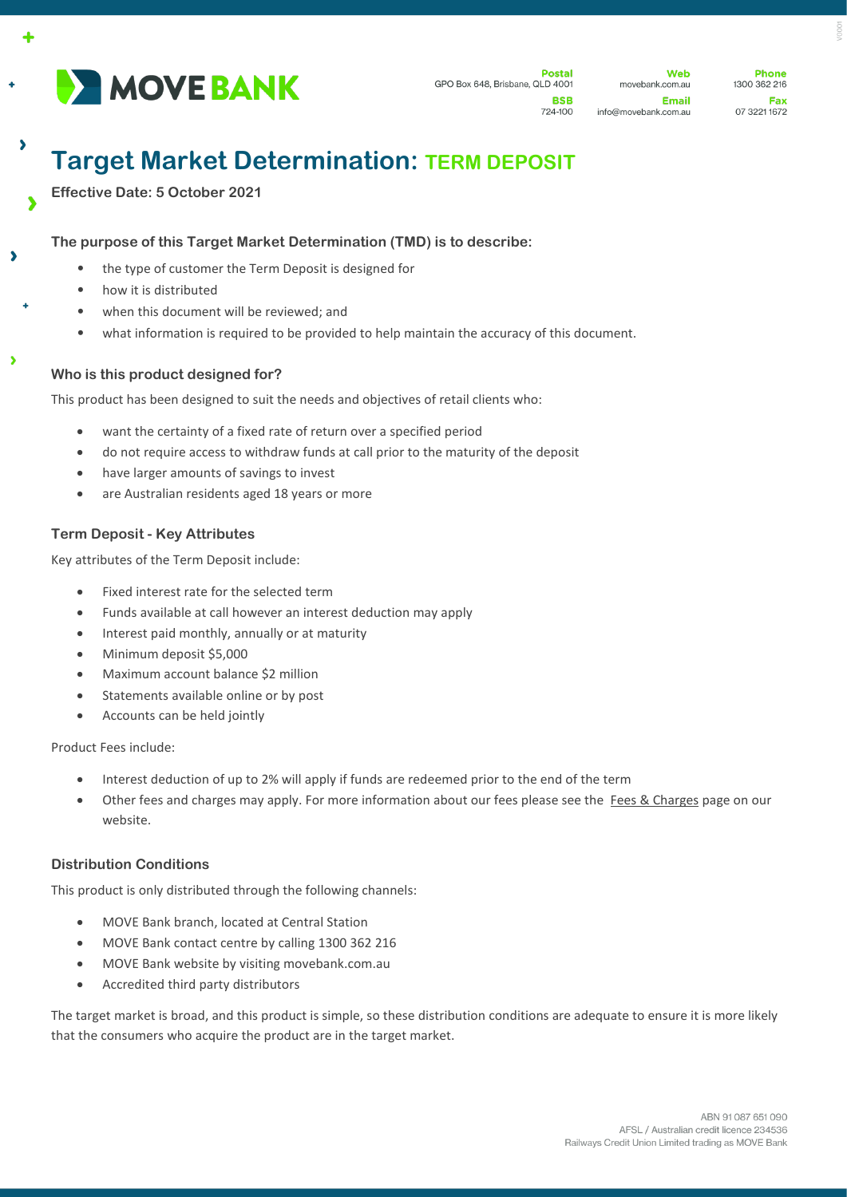MOVE BANK

**Postal**
GPO Box 648, Brisbane, QLD 4001

**BSB**
724-100

**Web**
movebank.com.au

**Email**
info@movebank.com.au

**Phone**
1300 362 216

**Fax**
07 3221 1672

# Target Market Determination: TERM DEPOSIT

**Effective Date: 5 October 2021**

### The purpose of this Target Market Determination (TMD) is to describe:

- the type of customer the Term Deposit is designed for
- how it is distributed
- when this document will be reviewed; and
- what information is required to be provided to help maintain the accuracy of this document.

### Who is this product designed for?

This product has been designed to suit the needs and objectives of retail clients who:

- want the certainty of a fixed rate of return over a specified period
- do not require access to withdraw funds at call prior to the maturity of the deposit
- have larger amounts of savings to invest
- are Australian residents aged 18 years or more

### Term Deposit - Key Attributes

Key attributes of the Term Deposit include:

- Fixed interest rate for the selected term
- Funds available at call however an interest deduction may apply
- Interest paid monthly, annually or at maturity
- Minimum deposit $5,000
- Maximum account balance $2 million
- Statements available online or by post
- Accounts can be held jointly

Product Fees include:

- Interest deduction of up to 2% will apply if funds are redeemed prior to the end of the term
- Other fees and charges may apply. For more information about our fees please see the Fees & Charges page on our website.

### Distribution Conditions

This product is only distributed through the following channels:

- MOVE Bank branch, located at Central Station
- MOVE Bank contact centre by calling 1300 362 216
- MOVE Bank website by visiting movebank.com.au
- Accredited third party distributors

The target market is broad, and this product is simple, so these distribution conditions are adequate to ensure it is more likely that the consumers who acquire the product are in the target market.

ABN 91 087 651 090
AFSL / Australian credit licence 234536
Railways Credit Union Limited trading as MOVE Bank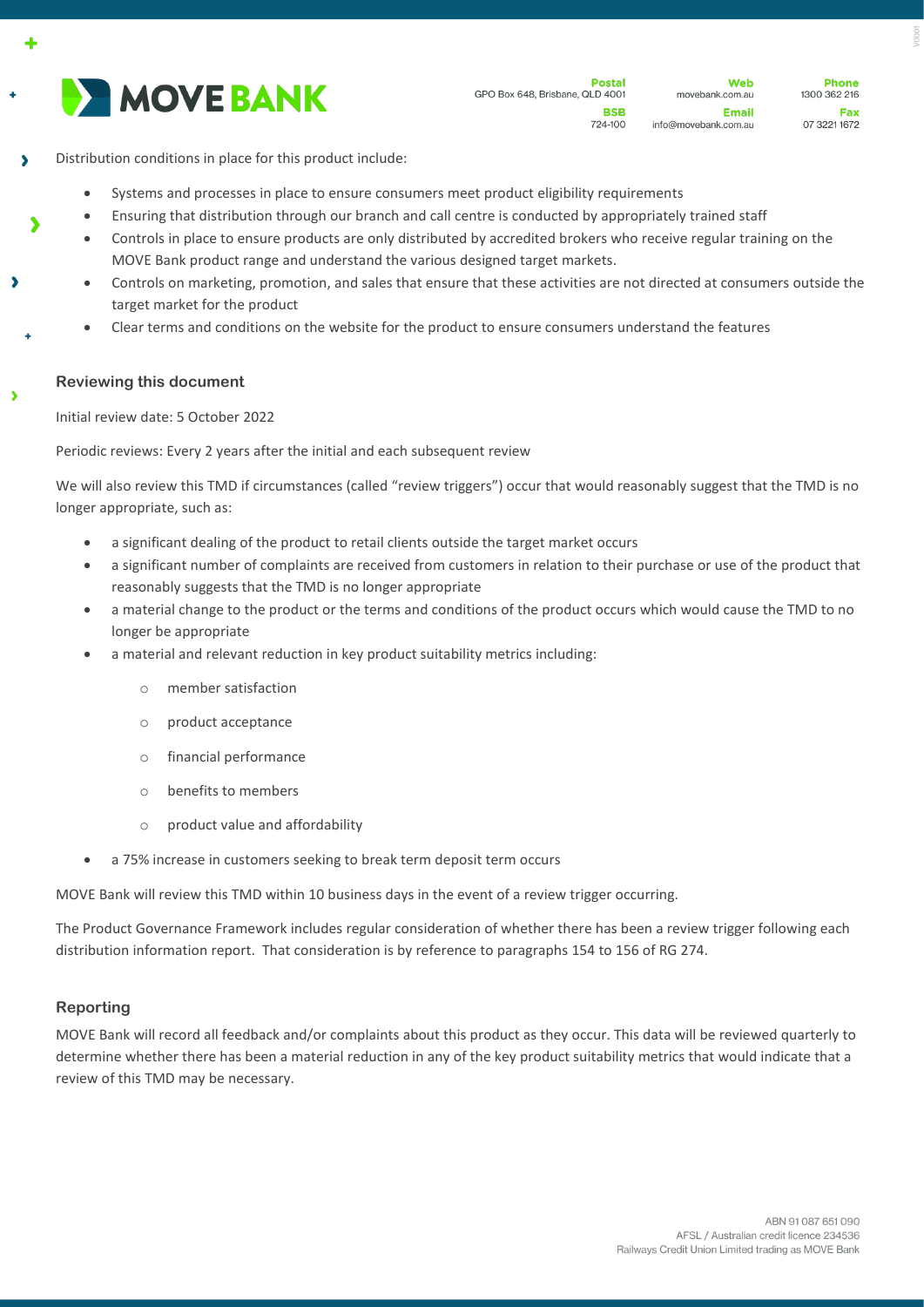Distribution conditions in place for this product include:

- Systems and processes in place to ensure consumers meet product eligibility requirements
- Ensuring that distribution through our branch and call centre is conducted by appropriately trained staff
- Controls in place to ensure products are only distributed by accredited brokers who receive regular training on the MOVE Bank product range and understand the various designed target markets.
- Controls on marketing, promotion, and sales that ensure that these activities are not directed at consumers outside the target market for the product
- Clear terms and conditions on the website for the product to ensure consumers understand the features

## Reviewing this document

Initial review date: 5 October 2022

Periodic reviews: Every 2 years after the initial and each subsequent review

We will also review this TMD if circumstances (called "review triggers") occur that would reasonably suggest that the TMD is no longer appropriate, such as:

- a significant dealing of the product to retail clients outside the target market occurs
- a significant number of complaints are received from customers in relation to their purchase or use of the product that reasonably suggests that the TMD is no longer appropriate
- a material change to the product or the terms and conditions of the product occurs which would cause the TMD to no longer be appropriate
- a material and relevant reduction in key product suitability metrics including:
  - member satisfaction
  - product acceptance
  - financial performance
  - benefits to members
  - product value and affordability
- a 75% increase in customers seeking to break term deposit term occurs

MOVE Bank will review this TMD within 10 business days in the event of a review trigger occurring.

The Product Governance Framework includes regular consideration of whether there has been a review trigger following each distribution information report. That consideration is by reference to paragraphs 154 to 156 of RG 274.

## Reporting

MOVE Bank will record all feedback and/or complaints about this product as they occur. This data will be reviewed quarterly to determine whether there has been a material reduction in any of the key product suitability metrics that would indicate that a review of this TMD may be necessary.